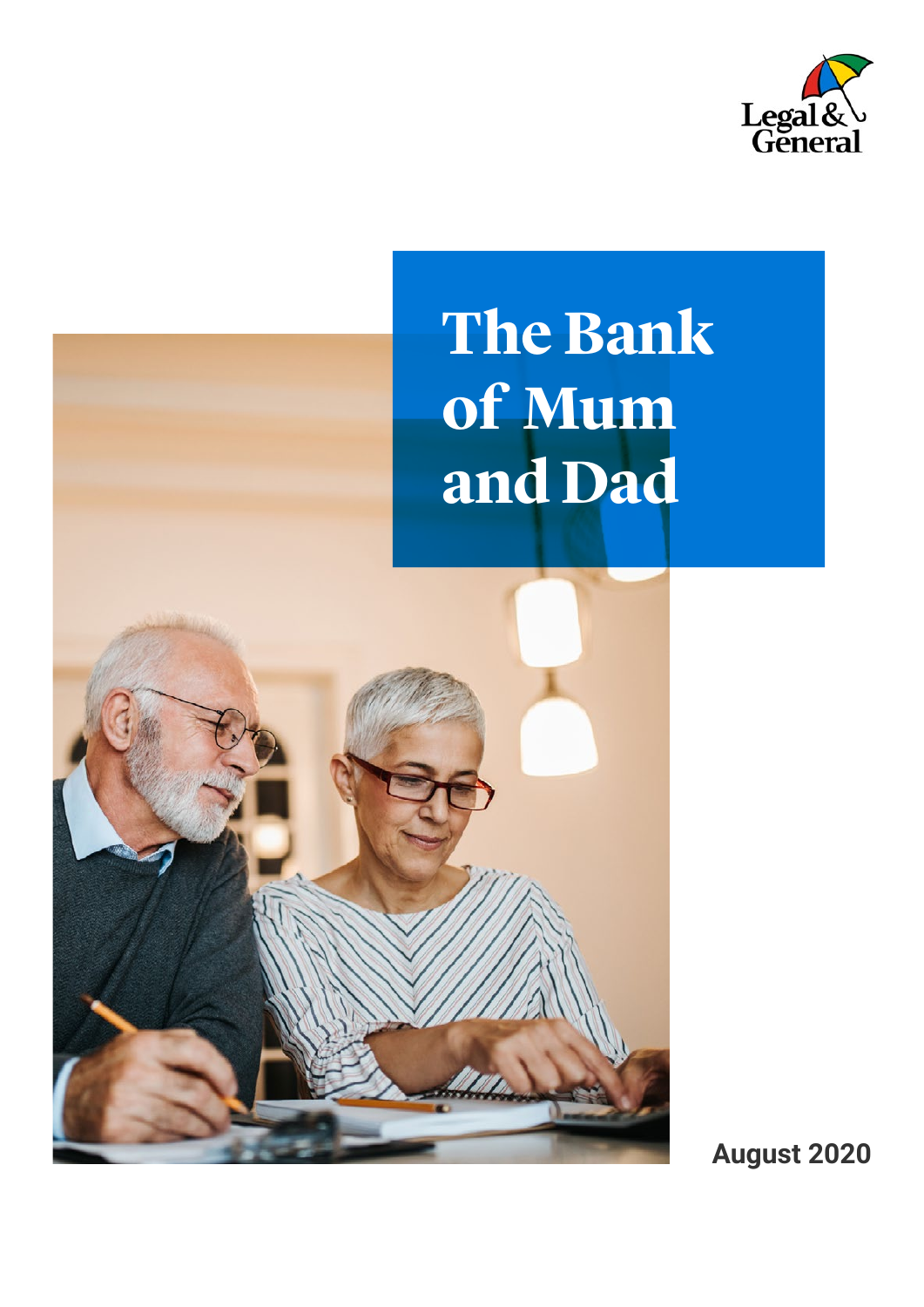Legal & General

# The Bank of Mum and Dad

**August 2020**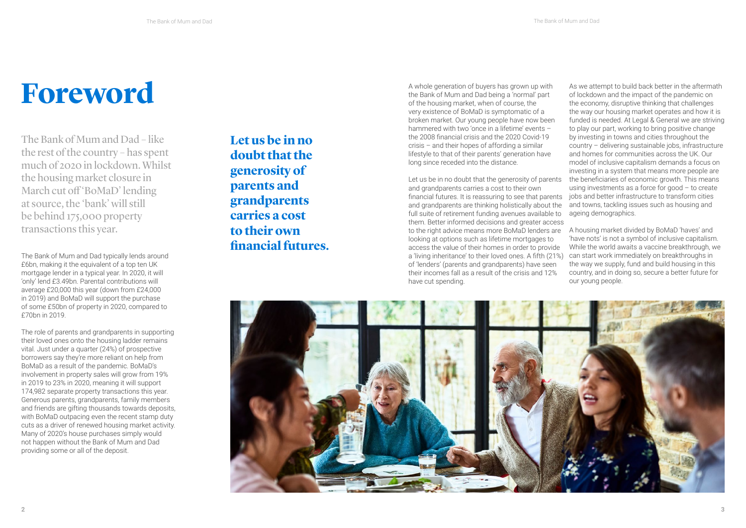# Foreword

The Bank of Mum and Dad – like the rest of the country – has spent much of 2020 in lockdown. Whilst the housing market closure in March cut off 'BoMaD' lending at source, the 'bank' will still be behind 175,000 property transactions this year.

The Bank of Mum and Dad typically lends around £6bn, making it the equivalent of a top ten UK mortgage lender in a typical year. In 2020, it will 'only' lend £3.49bn. Parental contributions will average £20,000 this year (down from £24,000 in 2019) and BoMaD will support the purchase of some £50bn of property in 2020, compared to £70bn in 2019.

The role of parents and grandparents in supporting their loved ones onto the housing ladder remains vital. Just under a quarter (24%) of prospective borrowers say they're more reliant on help from BoMaD as a result of the pandemic. BoMaD's involvement in property sales will grow from 19% in 2019 to 23% in 2020, meaning it will support 174,982 separate property transactions this year. Generous parents, grandparents, family members and friends are gifting thousands towards deposits, with BoMaD outpacing even the recent stamp duty cuts as a driver of renewed housing market activity. Many of 2020's house purchases simply would not happen without the Bank of Mum and Dad providing some or all of the deposit.

**Let us be in no doubt that the generosity of parents and grandparents carries a cost to their own financial futures.**

A whole generation of buyers has grown up with the Bank of Mum and Dad being a 'normal' part of the housing market, when of course, the very existence of BoMaD is symptomatic of a broken market. Our young people have now been hammered with two 'once in a lifetime' events – the 2008 financial crisis and the 2020 Covid-19 crisis – and their hopes of affording a similar lifestyle to that of their parents' generation have long since receded into the distance.

Let us be in no doubt that the generosity of parents and grandparents carries a cost to their own financial futures. It is reassuring to see that parents and grandparents are thinking holistically about the full suite of retirement funding avenues available to them. Better informed decisions and greater access to the right advice means more BoMaD lenders are looking at options such as lifetime mortgages to access the value of their homes in order to provide a 'living inheritance' to their loved ones. A fifth (21%) of 'lenders' (parents and grandparents) have seen their incomes fall as a result of the crisis and 12% have cut spending.

As we attempt to build back better in the aftermath of lockdown and the impact of the pandemic on the economy, disruptive thinking that challenges the way our housing market operates and how it is funded is needed. At Legal & General we are striving to play our part, working to bring positive change by investing in towns and cities throughout the country – delivering sustainable jobs, infrastructure and homes for communities across the UK. Our model of inclusive capitalism demands a focus on investing in a system that means more people are the beneficiaries of economic growth. This means using investments as a force for good – to create jobs and better infrastructure to transform cities and towns, tackling issues such as housing and ageing demographics.

A housing market divided by BoMaD 'haves' and 'have nots' is not a symbol of inclusive capitalism. While the world awaits a vaccine breakthrough, we can start work immediately on breakthroughs in the way we supply, fund and build housing in this country, and in doing so, secure a better future for our young people.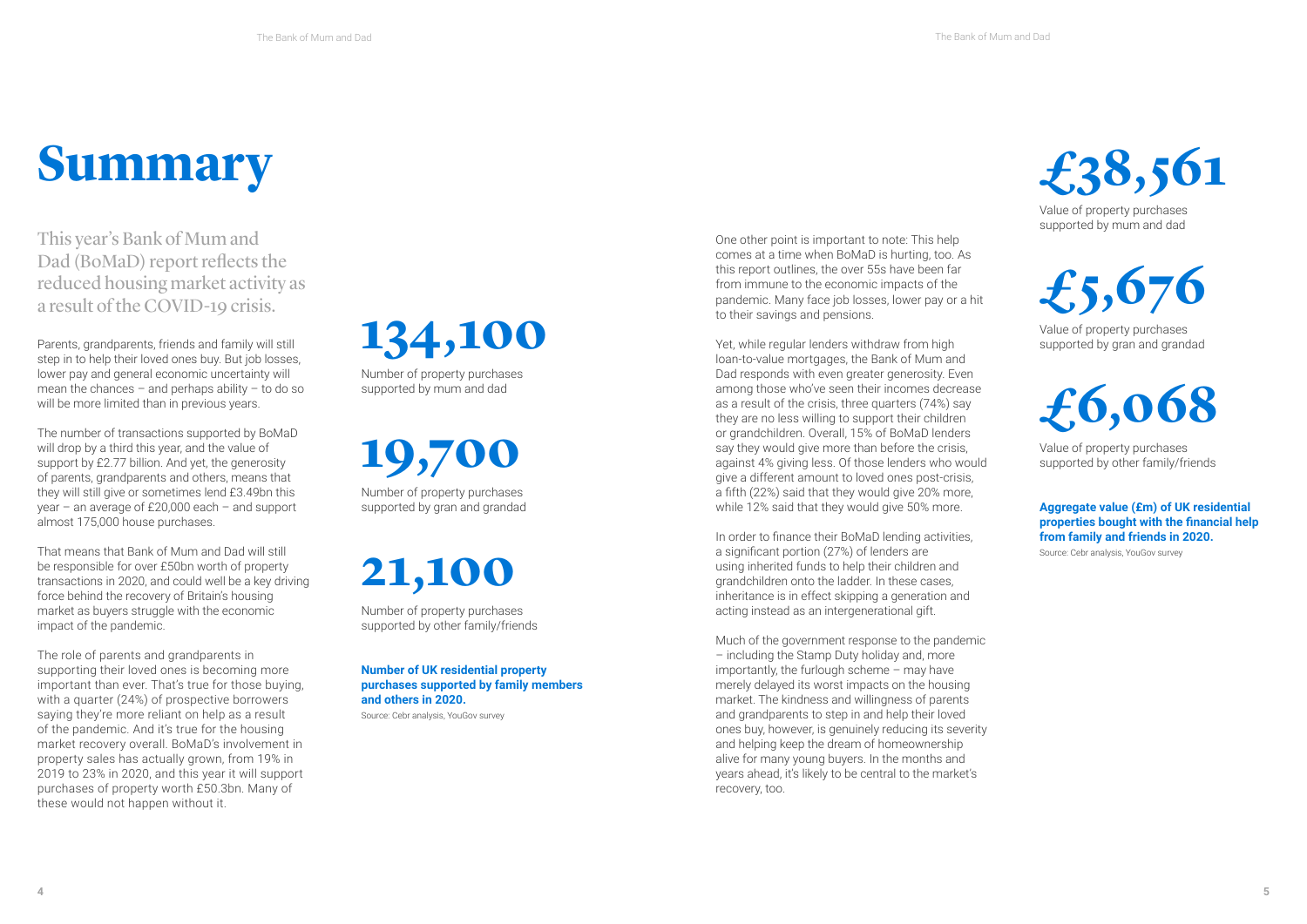# Summary

This year's Bank of Mum and Dad (BoMaD) report reflects the reduced housing market activity as a result of the COVID-19 crisis.

Parents, grandparents, friends and family will still step in to help their loved ones buy. But job losses, lower pay and general economic uncertainty will mean the chances – and perhaps ability – to do so will be more limited than in previous years.

The number of transactions supported by BoMaD will drop by a third this year, and the value of support by £2.77 billion. And yet, the generosity of parents, grandparents and others, means that they will still give or sometimes lend £3.49bn this year – an average of £20,000 each – and support almost 175,000 house purchases.

That means that Bank of Mum and Dad will still be responsible for over £50bn worth of property transactions in 2020, and could well be a key driving force behind the recovery of Britain's housing market as buyers struggle with the economic impact of the pandemic.

The role of parents and grandparents in supporting their loved ones is becoming more important than ever. That's true for those buying, with a quarter (24%) of prospective borrowers saying they're more reliant on help as a result of the pandemic. And it's true for the housing market recovery overall. BoMaD's involvement in property sales has actually grown, from 19% in 2019 to 23% in 2020, and this year it will support purchases of property worth £50.3bn. Many of these would not happen without it.

**134,100**

Number of property purchases supported by mum and dad

**19,700**

Number of property purchases supported by gran and grandad

**21,100**

Number of property purchases supported by other family/friends

**Number of UK residential property purchases supported by family members and others in 2020.**

Source: Cebr analysis, YouGov survey

One other point is important to note: This help comes at a time when BoMaD is hurting, too. As this report outlines, the over 55s have been far from immune to the economic impacts of the pandemic. Many face job losses, lower pay or a hit to their savings and pensions.

Yet, while regular lenders withdraw from high loan-to-value mortgages, the Bank of Mum and Dad responds with even greater generosity. Even among those who've seen their incomes decrease as a result of the crisis, three quarters (74%) say they are no less willing to support their children or grandchildren. Overall, 15% of BoMaD lenders say they would give more than before the crisis, against 4% giving less. Of those lenders who would give a different amount to loved ones post-crisis, a fifth (22%) said that they would give 20% more, while 12% said that they would give 50% more.

In order to finance their BoMaD lending activities, a significant portion (27%) of lenders are using inherited funds to help their children and grandchildren onto the ladder. In these cases, inheritance is in effect skipping a generation and acting instead as an intergenerational gift.

Much of the government response to the pandemic – including the Stamp Duty holiday and, more importantly, the furlough scheme – may have merely delayed its worst impacts on the housing market. The kindness and willingness of parents and grandparents to step in and help their loved ones buy, however, is genuinely reducing its severity and helping keep the dream of homeownership alive for many young buyers. In the months and years ahead, it's likely to be central to the market's recovery, too.

**£38,561**

Value of property purchases supported by mum and dad

**£5,676**

Value of property purchases supported by gran and grandad

**£6,068**

Value of property purchases supported by other family/friends

**Aggregate value (£m) of UK residential properties bought with the financial help from family and friends in 2020.**

Source: Cebr analysis, YouGov survey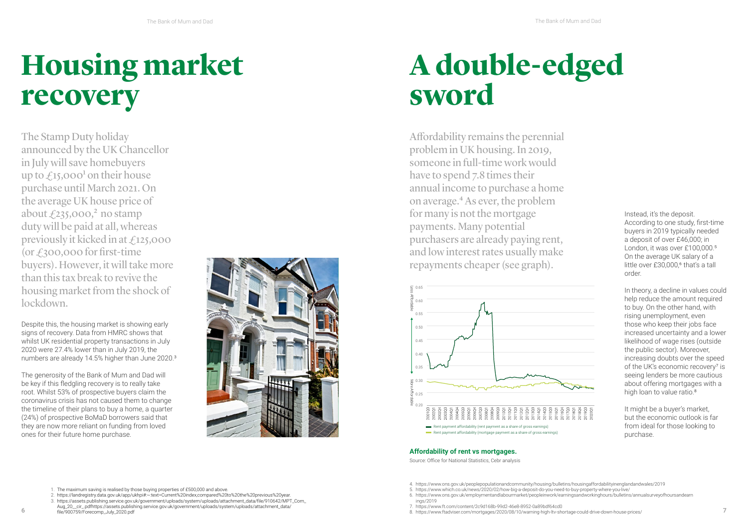# Housing market recovery

The Stamp Duty holiday announced by the UK Chancellor in July will save homebuyers up to £15,000[1] on their house purchase until March 2021. On the average UK house price of about £235,000,[2] no stamp duty will be paid at all, whereas previously it kicked in at £125,000 (or £300,000 for first-time buyers). However, it will take more than this tax break to revive the housing market from the shock of lockdown.

Despite this, the housing market is showing early signs of recovery. Data from HMRC shows that whilst UK residential property transactions in July 2020 were 27.4% lower than in July 2019, the numbers are already 14.5% higher than June 2020.[3]

The generosity of the Bank of Mum and Dad will be key if this fledgling recovery is to really take root. Whilst 53% of prospective buyers claim the coronavirus crisis has not caused them to change the timeline of their plans to buy a home, a quarter (24%) of prospective BoMaD borrowers said that they are now more reliant on funding from loved ones for their future home purchase.

1. The maximum saving is realised by those buying properties of £500,000 and above.
2. https://landregistry.data.gov.uk/app/ukhpi#:~:text=Current%20index,compared%20to%20the%20previous%20year.
3. https://assets.publishing.service.gov.uk/government/uploads/system/uploads/attachment_data/file/910642/MPT_Com_Aug_20__cir_.pdfhttps://assets.publishing.service.gov.uk/government/uploads/system/uploads/attachment_data/file/900759/Forecomp_July_2020.pdf

# A double-edged sword

Affordability remains the perennial problem in UK housing. In 2019, someone in full-time work would have to spend 7.8 times their annual income to purchase a home on average.[4] As ever, the problem for many is not the mortgage payments. Many potential purchasers are already paying rent, and low interest rates usually make repayments cheaper (see graph).

**Affordability of rent vs mortgages.**

Source: Office for National Statistics, Cebr analysis

Instead, it's the deposit. According to one study, first-time buyers in 2019 typically needed a deposit of over £46,000; in London, it was over £100,000.[5] On the average UK salary of a little over £30,000,[6] that's a tall order.

In theory, a decline in values could help reduce the amount required to buy. On the other hand, with rising unemployment, even those who keep their jobs face increased uncertainty and a lower likelihood of wage rises (outside the public sector). Moreover, increasing doubts over the speed of the UK's economic recovery[7] is seeing lenders be more cautious about offering mortgages with a high loan to value ratio.[8]

It might be a buyer's market, but the economic outlook is far from ideal for those looking to purchase.

4. https://www.ons.gov.uk/peoplepopulationandcommunity/housing/bulletins/housingaffordabilityinenglandandwales/2019
5. https://www.which.co.uk/news/2020/02/how-big-a-deposit-do-you-need-to-buy-property-where-you-live/
6. https://www.ons.gov.uk/employmentandlabourmarket/peopleinwork/earningsandworkinghours/bulletins/annualsurveyofhoursandearnings/2019
7. https://www.ft.com/content/2c9d168b-99d2-46e8-8952-0a89bdf64cd0
8. https://www.ftadviser.com/mortgages/2020/08/10/warning-high-ltv-shortage-could-drive-down-house-prices/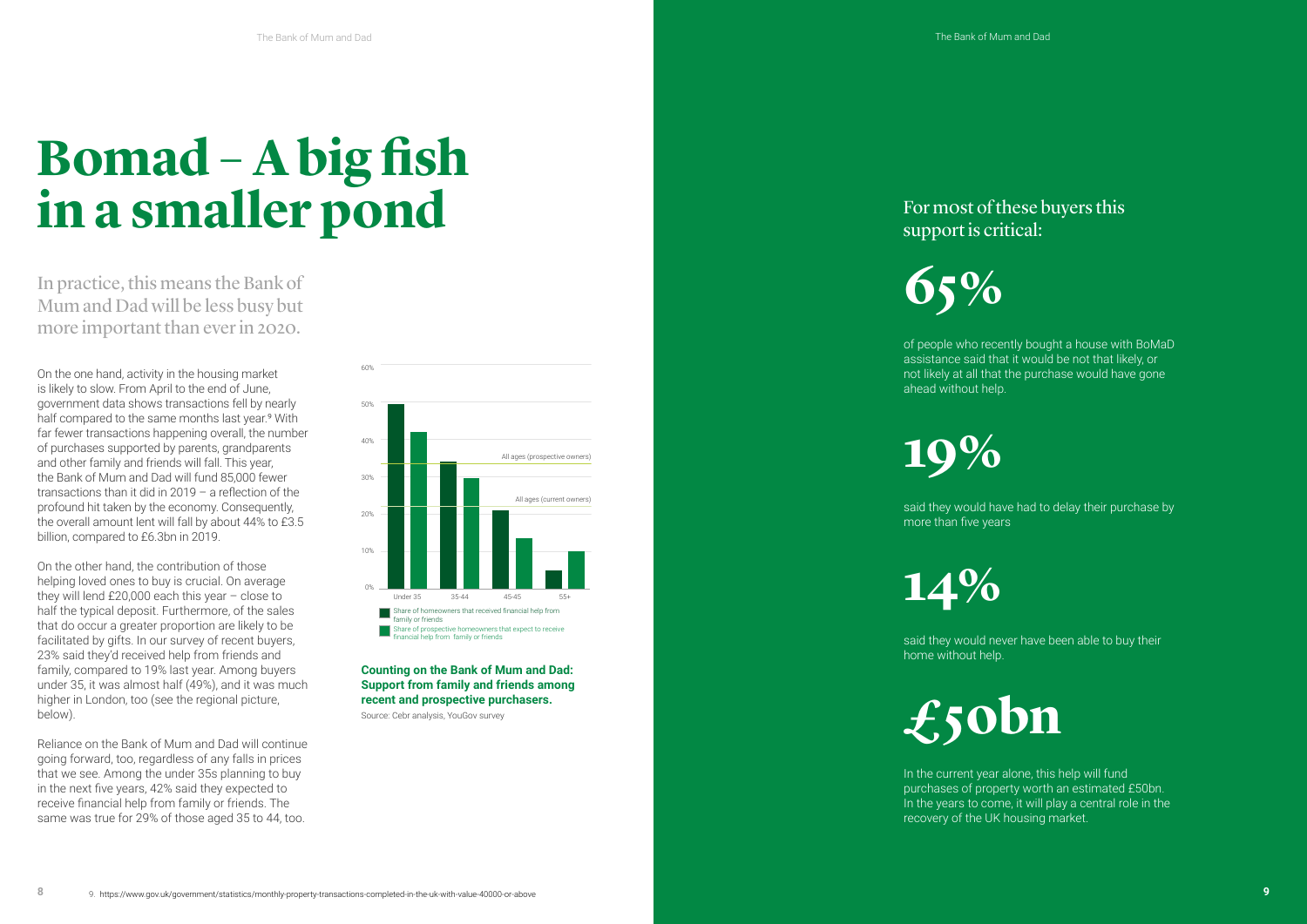# Bomad – A big fish in a smaller pond

In practice, this means the Bank of Mum and Dad will be less busy but more important than ever in 2020.

On the one hand, activity in the housing market is likely to slow. From April to the end of June, government data shows transactions fell by nearly half compared to the same months last year.[9] With far fewer transactions happening overall, the number of purchases supported by parents, grandparents and other family and friends will fall. This year, the Bank of Mum and Dad will fund 85,000 fewer transactions than it did in 2019 – a reflection of the profound hit taken by the economy. Consequently, the overall amount lent will fall by about 44% to £3.5 billion, compared to £6.3bn in 2019.

On the other hand, the contribution of those helping loved ones to buy is crucial. On average they will lend £20,000 each this year – close to half the typical deposit. Furthermore, of the sales that do occur a greater proportion are likely to be facilitated by gifts. In our survey of recent buyers, 23% said they'd received help from friends and family, compared to 19% last year. Among buyers under 35, it was almost half (49%), and it was much higher in London, too (see the regional picture, below).

Reliance on the Bank of Mum and Dad will continue going forward, too, regardless of any falls in prices that we see. Among the under 35s planning to buy in the next five years, 42% said they expected to receive financial help from family or friends. The same was true for 29% of those aged 35 to 44, too.

**Counting on the Bank of Mum and Dad: Support from family and friends among recent and prospective purchasers.**

Source: Cebr analysis, YouGov survey

For most of these buyers this support is critical:

## 65%

of people who recently bought a house with BoMaD assistance said that it would be not that likely, or not likely at all that the purchase would have gone ahead without help.

## 19%

said they would have had to delay their purchase by more than five years

## 14%

said they would never have been able to buy their home without help.

## £50bn

In the current year alone, this help will fund purchases of property worth an estimated £50bn. In the years to come, it will play a central role in the recovery of the UK housing market.

9. https://www.gov.uk/government/statistics/monthly-property-transactions-completed-in-the-uk-with-value-40000-or-above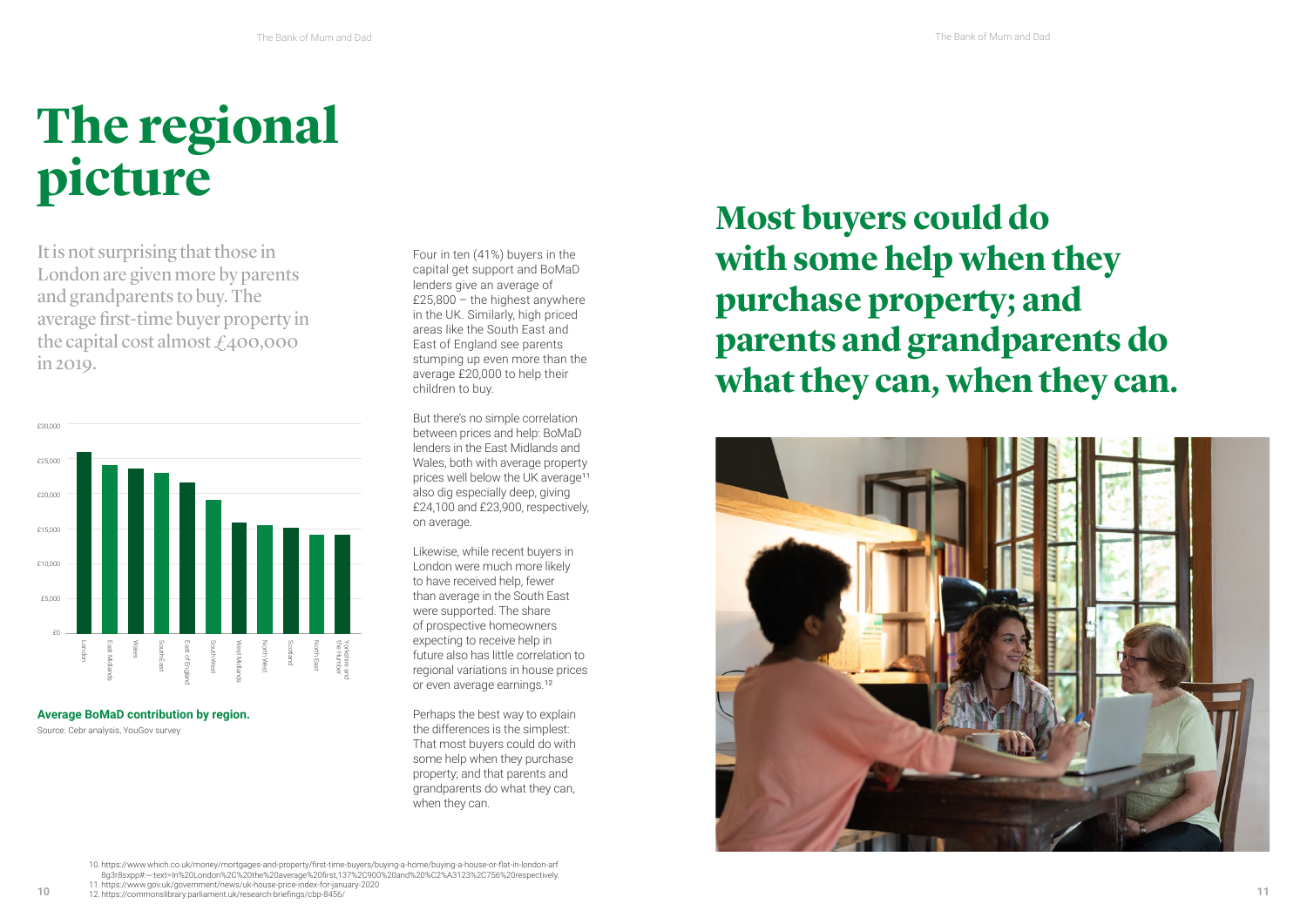# The regional picture

It is not surprising that those in London are given more by parents and grandparents to buy. The average first-time buyer property in the capital cost almost £400,000 in 2019.

**Average BoMaD contribution by region.**

Source: Cebr analysis, YouGov survey

Four in ten (41%) buyers in the capital get support and BoMaD lenders give an average of £25,800 – the highest anywhere in the UK. Similarly, high priced areas like the South East and East of England see parents stumping up even more than the average £20,000 to help their children to buy.

But there's no simple correlation between prices and help: BoMaD lenders in the East Midlands and Wales, both with average property prices well below the UK average[11] also dig especially deep, giving £24,100 and £23,900, respectively, on average.

Likewise, while recent buyers in London were much more likely to have received help, fewer than average in the South East were supported. The share of prospective homeowners expecting to receive help in future also has little correlation to regional variations in house prices or even average earnings.[12]

Perhaps the best way to explain the differences is the simplest: That most buyers could do with some help when they purchase property; and that parents and grandparents do what they can, when they can.

## Most buyers could do with some help when they purchase property; and parents and grandparents do what they can, when they can.

10. https://www.which.co.uk/money/mortgages-and-property/first-time-buyers/buying-a-home/buying-a-house-or-flat-in-london-arf8g3r8sxpp#:~:text=In%20London%2C%20the%20average%20first,137%2C900%20and%20%C2%A3123%2C756%20respectively.
11. https://www.gov.uk/government/news/uk-house-price-index-for-january-2020
12. https://commonslibrary.parliament.uk/research-briefings/cbp-8456/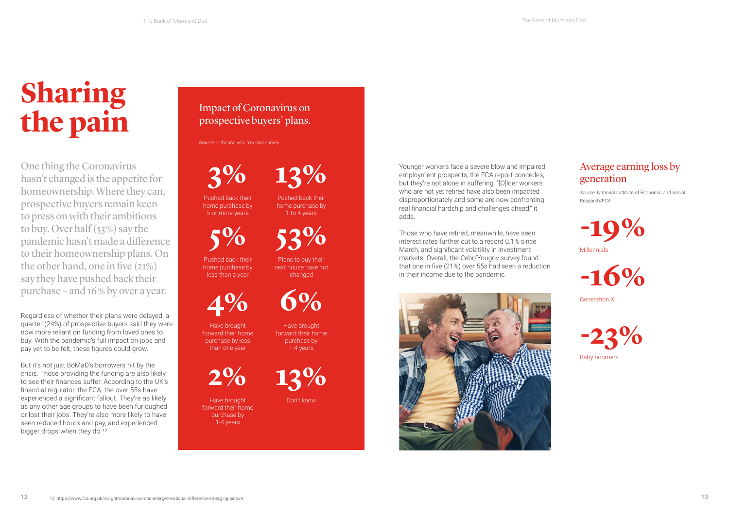# Sharing the pain

One thing the Coronavirus hasn't changed is the appetite for homeownership. Where they can, prospective buyers remain keen to press on with their ambitions to buy. Over half (53%) say the pandemic hasn't made a difference to their homeownership plans. On the other hand, one in five (21%) say they have pushed back their purchase – and 16% by over a year.

Regardless of whether their plans were delayed, a quarter (24%) of prospective buyers said they were now more reliant on funding from loved ones to buy. With the pandemic's full impact on jobs and pay yet to be felt, these figures could grow.

But it's not just BoMaD's borrowers hit by the crisis. Those providing the funding are also likely to see their finances suffer. According to the UK's financial regulator, the FCA, the over 55s have experienced a significant fallout. They're as likely as any other age groups to have been furloughed or lost their jobs. They're also more likely to have seen reduced hours and pay, and experienced bigger drops when they do.[13]

## Impact of Coronavirus on prospective buyers' plans.

Source: Cebr analysis, YouGov survey

**3%** Pushed back their home purchase by 5 or more years

**13%** Pushed back their home purchase by 1 to 4 years

**5%** Pushed back their home purchase by less than a year

**53%** Plans to buy their next house have not changed

**4%** Have brought forward their home purchase by less than one year

**6%** Have brought forward their home purchase by 1-4 years

**2%** Have brought forward their home purchase by 1-4 years

**13%** Don't know

Younger workers face a severe blow and impaired employment prospects, the FCA report concedes, but they're not alone in suffering. "[O]lder workers who are not yet retired have also been impacted disproportionately and some are now confronting real financial hardship and challenges ahead," it adds.

Those who have retired, meanwhile, have seen interest rates further cut to a record 0.1% since March, and significant volatility in investment markets. Overall, the Cebr/Yougov survey found that one in five (21%) over 55s had seen a reduction in their income due to the pandemic.

## Average earning loss by generation

Source: National Institute of Economic and Social Research/FCA

**-19%** Millennials

**-16%** Generation X

**-23%** Baby boomers

13. https://www.fca.org.uk/insight/coronavirus-and-intergenerational-difference-emerging-picture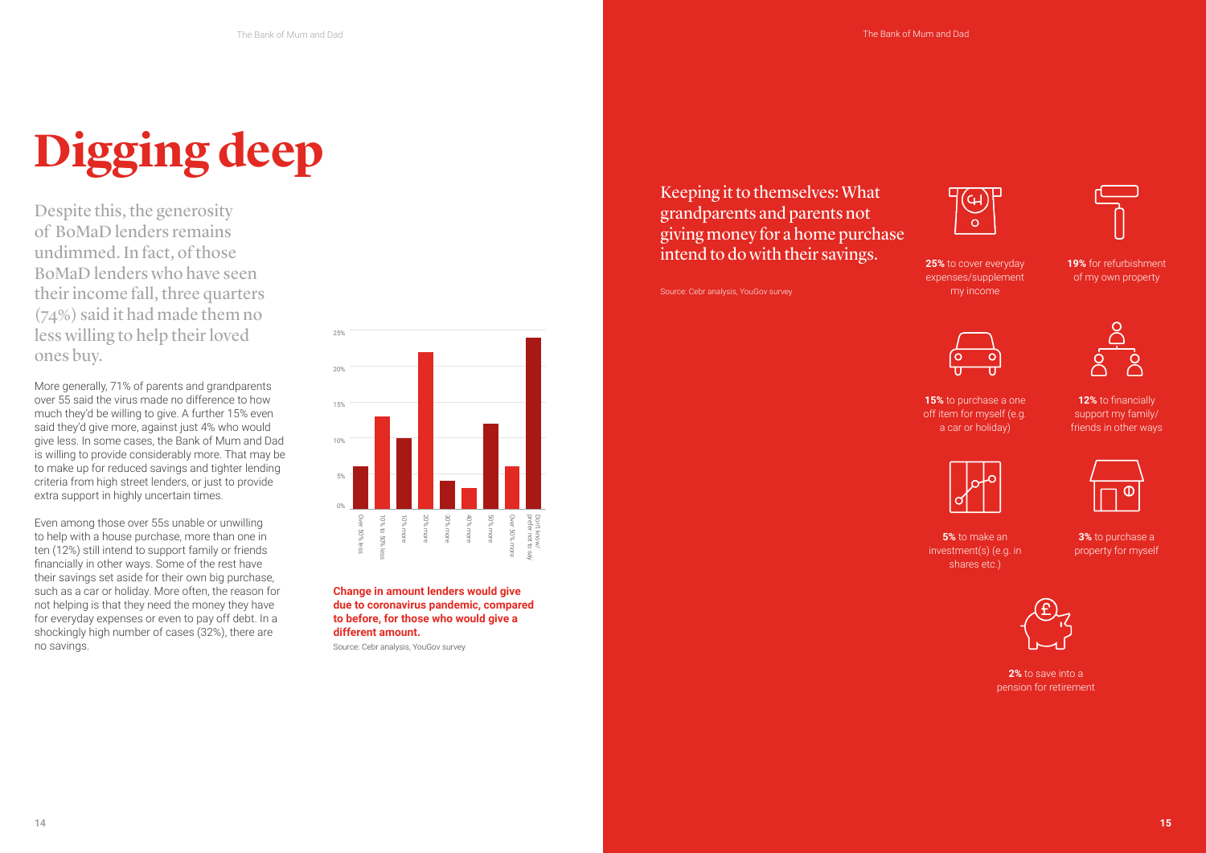# Digging deep

Despite this, the generosity of BoMaD lenders remains undimmed. In fact, of those BoMaD lenders who have seen their income fall, three quarters (74%) said it had made them no less willing to help their loved ones buy.

More generally, 71% of parents and grandparents over 55 said the virus made no difference to how much they'd be willing to give. A further 15% even said they'd give more, against just 4% who would give less. In some cases, the Bank of Mum and Dad is willing to provide considerably more. That may be to make up for reduced savings and tighter lending criteria from high street lenders, or just to provide extra support in highly uncertain times.

Even among those over 55s unable or unwilling to help with a house purchase, more than one in ten (12%) still intend to support family or friends financially in other ways. Some of the rest have their savings set aside for their own big purchase, such as a car or holiday. More often, the reason for not helping is that they need the money they have for everyday expenses or even to pay off debt. In a shockingly high number of cases (32%), there are no savings.

| Change | Approx. share |
|---|---|
| Over 50% less | 6% |
| 10% to 50% less | 13% |
| 10% more | 10% |
| 20% more | 22% |
| 30% more | 4% |
| 40% more | 3% |
| 50% more | 12% |
| Over 50% more | 6% |
| Don't know/ prefer not to say | 24% |

**Change in amount lenders would give due to coronavirus pandemic, compared to before, for those who would give a different amount.**

Source: Cebr analysis, YouGov survey

## Keeping it to themselves: What grandparents and parents not giving money for a home purchase intend to do with their savings.

Source: Cebr analysis, YouGov survey

- **25%** to cover everyday expenses/supplement my income
- **19%** for refurbishment of my own property
- **15%** to purchase a one off item for myself (e.g. a car or holiday)
- **12%** to financially support my family/ friends in other ways
- **5%** to make an investment(s) (e.g. in shares etc.)
- **3%** to purchase a property for myself
- **2%** to save into a pension for retirement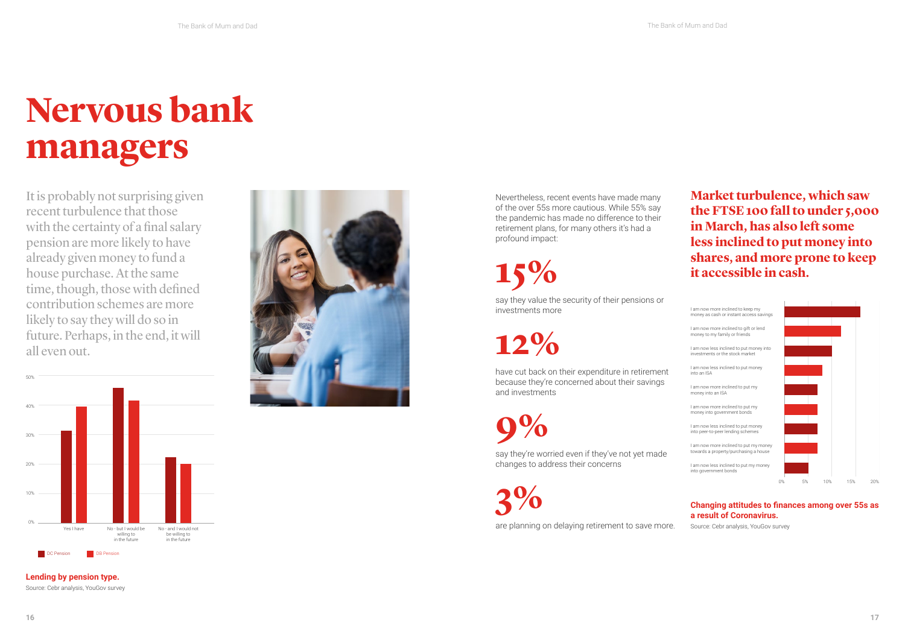# Nervous bank managers

It is probably not surprising given recent turbulence that those with the certainty of a final salary pension are more likely to have already given money to fund a house purchase. At the same time, though, those with defined contribution schemes are more likely to say they will do so in future. Perhaps, in the end, it will all even out.

**Lending by pension type.**

Source: Cebr analysis, YouGov survey

Nevertheless, recent events have made many of the over 55s more cautious. While 55% say the pandemic has made no difference to their retirement plans, for many others it's had a profound impact:

**15%**

say they value the security of their pensions or investments more

**12%**

have cut back on their expenditure in retirement because they're concerned about their savings and investments

**9%**

say they're worried even if they've not yet made changes to address their concerns

**3%**

are planning on delaying retirement to save more.

**Market turbulence, which saw the FTSE 100 fall to under 5,000 in March, has also left some less inclined to put money into shares, and more prone to keep it accessible in cash.**

**Changing attitudes to finances among over 55s as a result of Coronavirus.**

Source: Cebr analysis, YouGov survey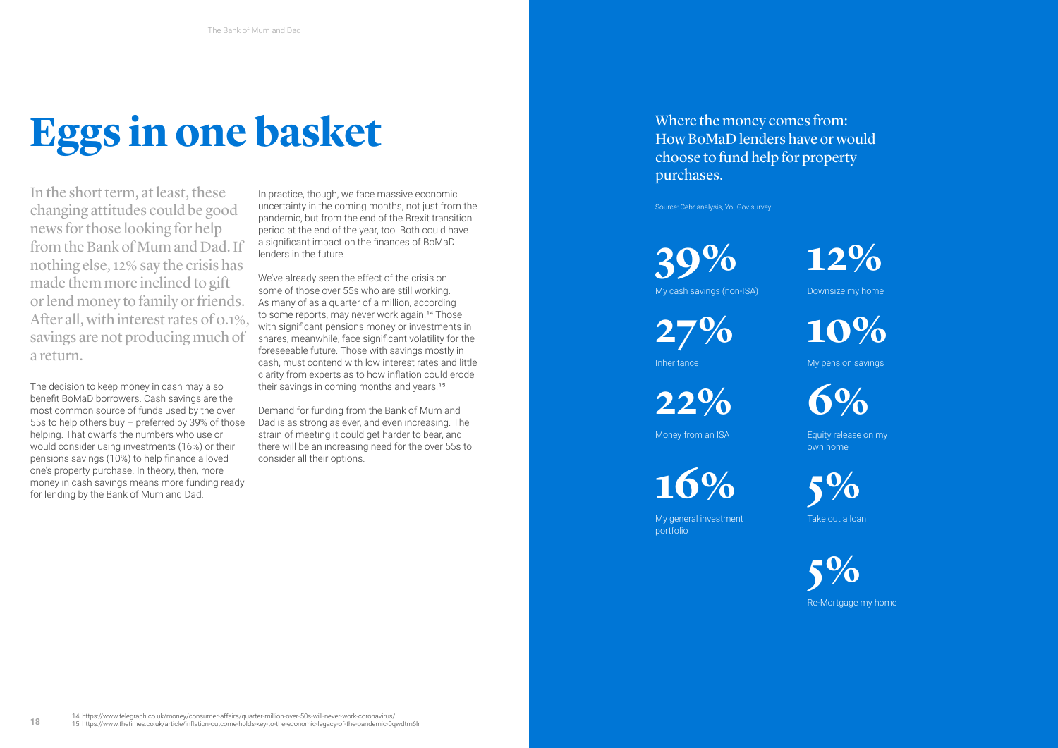# Eggs in one basket

In the short term, at least, these changing attitudes could be good news for those looking for help from the Bank of Mum and Dad. If nothing else, 12% say the crisis has made them more inclined to gift or lend money to family or friends. After all, with interest rates of 0.1%, savings are not producing much of a return.

The decision to keep money in cash may also benefit BoMaD borrowers. Cash savings are the most common source of funds used by the over 55s to help others buy – preferred by 39% of those helping. That dwarfs the numbers who use or would consider using investments (16%) or their pensions savings (10%) to help finance a loved one's property purchase. In theory, then, more money in cash savings means more funding ready for lending by the Bank of Mum and Dad.

In practice, though, we face massive economic uncertainty in the coming months, not just from the pandemic, but from the end of the Brexit transition period at the end of the year, too. Both could have a significant impact on the finances of BoMaD lenders in the future.

We've already seen the effect of the crisis on some of those over 55s who are still working. As many of as a quarter of a million, according to some reports, may never work again.[14] Those with significant pensions money or investments in shares, meanwhile, face significant volatility for the foreseeable future. Those with savings mostly in cash, must contend with low interest rates and little clarity from experts as to how inflation could erode their savings in coming months and years.[15]

Demand for funding from the Bank of Mum and Dad is as strong as ever, and even increasing. The strain of meeting it could get harder to bear, and there will be an increasing need for the over 55s to consider all their options.

## Where the money comes from: How BoMaD lenders have or would choose to fund help for property purchases.

Source: Cebr analysis, YouGov survey

**39%**
My cash savings (non-ISA)

**27%**
Inheritance

**22%**
Money from an ISA

**16%**
My general investment portfolio

**12%**
Downsize my home

**10%**
My pension savings

**6%**
Equity release on my own home

**5%**
Take out a loan

**5%**
Re-Mortgage my home

14. https://www.telegraph.co.uk/money/consumer-affairs/quarter-million-over-50s-will-never-work-coronavirus/
15. https://www.thetimes.co.uk/article/inflation-outcome-holds-key-to-the-economic-legacy-of-the-pandemic-0qwdtm6lr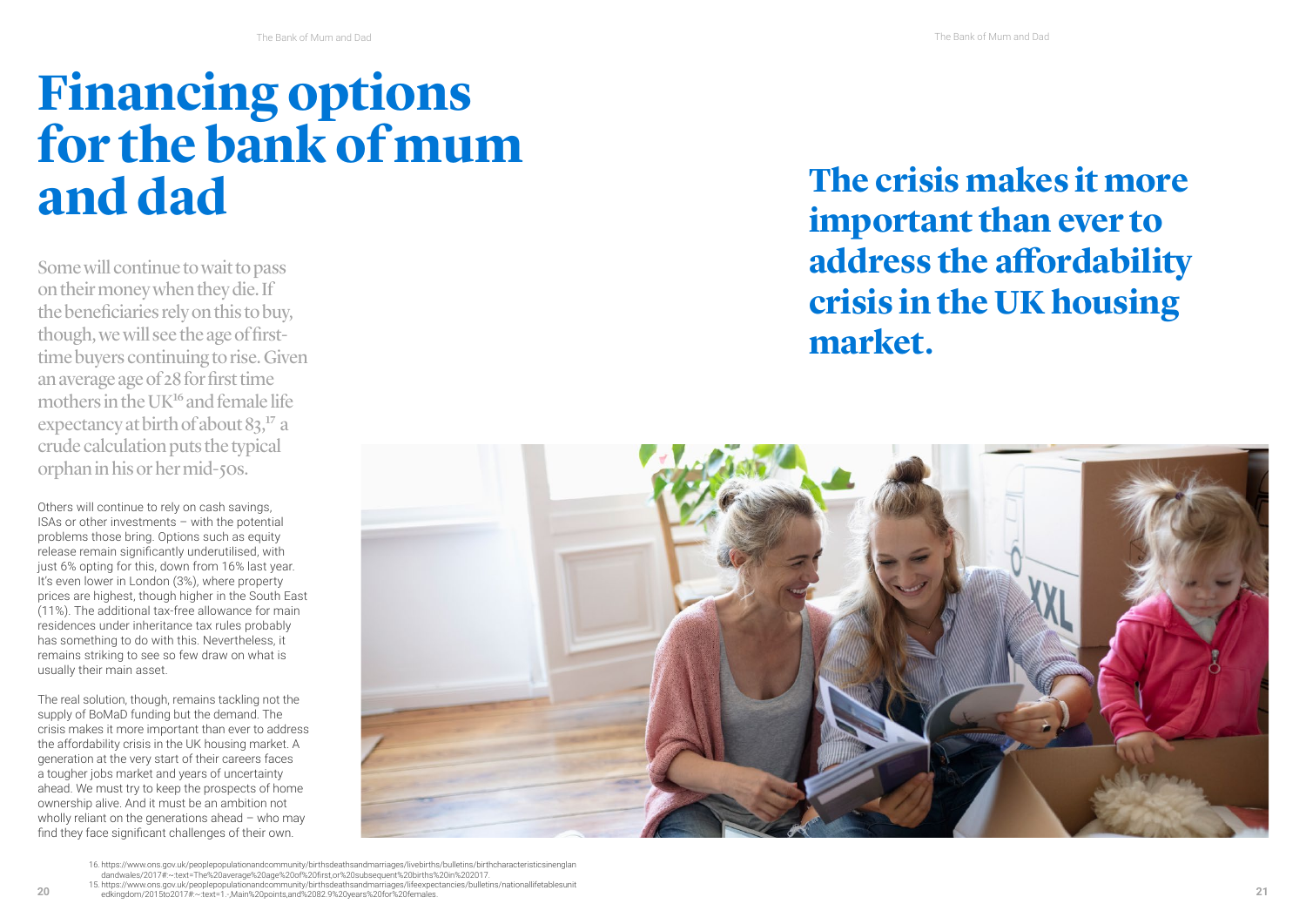# Financing options for the bank of mum and dad

Some will continue to wait to pass on their money when they die. If the beneficiaries rely on this to buy, though, we will see the age of first-time buyers continuing to rise. Given an average age of 28 for first time mothers in the UK[16] and female life expectancy at birth of about 83,[17] a crude calculation puts the typical orphan in his or her mid-50s.

Others will continue to rely on cash savings, ISAs or other investments – with the potential problems those bring. Options such as equity release remain significantly underutilised, with just 6% opting for this, down from 16% last year. It's even lower in London (3%), where property prices are highest, though higher in the South East (11%). The additional tax-free allowance for main residences under inheritance tax rules probably has something to do with this. Nevertheless, it remains striking to see so few draw on what is usually their main asset.

The real solution, though, remains tackling not the supply of BoMaD funding but the demand. The crisis makes it more important than ever to address the affordability crisis in the UK housing market. A generation at the very start of their careers faces a tougher jobs market and years of uncertainty ahead. We must try to keep the prospects of home ownership alive. And it must be an ambition not wholly reliant on the generations ahead – who may find they face significant challenges of their own.

**The crisis makes it more important than ever to address the affordability crisis in the UK housing market.**

16. https://www.ons.gov.uk/peoplepopulationandcommunity/birthsdeathsandmarriages/livebirths/bulletins/birthcharacteristicsinenglandandwales/2017#:~:text=The%20average%20age%20of%20first,or%20subsequent%20births%20in%202017.
15. https://www.ons.gov.uk/peoplepopulationandcommunity/birthsdeathsandmarriages/lifeexpectancies/bulletins/nationallifetablesunitedkingdom/2015to2017#:~:text=1.-,Main%20points,and%2082.9%20years%20for%20females.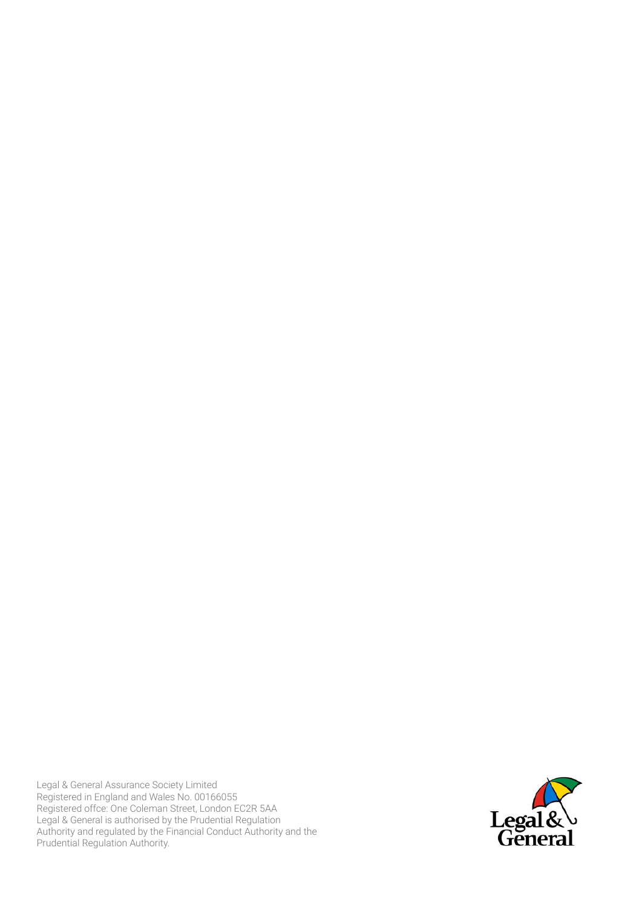Legal & General Assurance Society Limited
Registered in England and Wales No. 00166055
Registered offce: One Coleman Street, London EC2R 5AA
Legal & General is authorised by the Prudential Regulation Authority and regulated by the Financial Conduct Authority and the Prudential Regulation Authority.

Legal & General